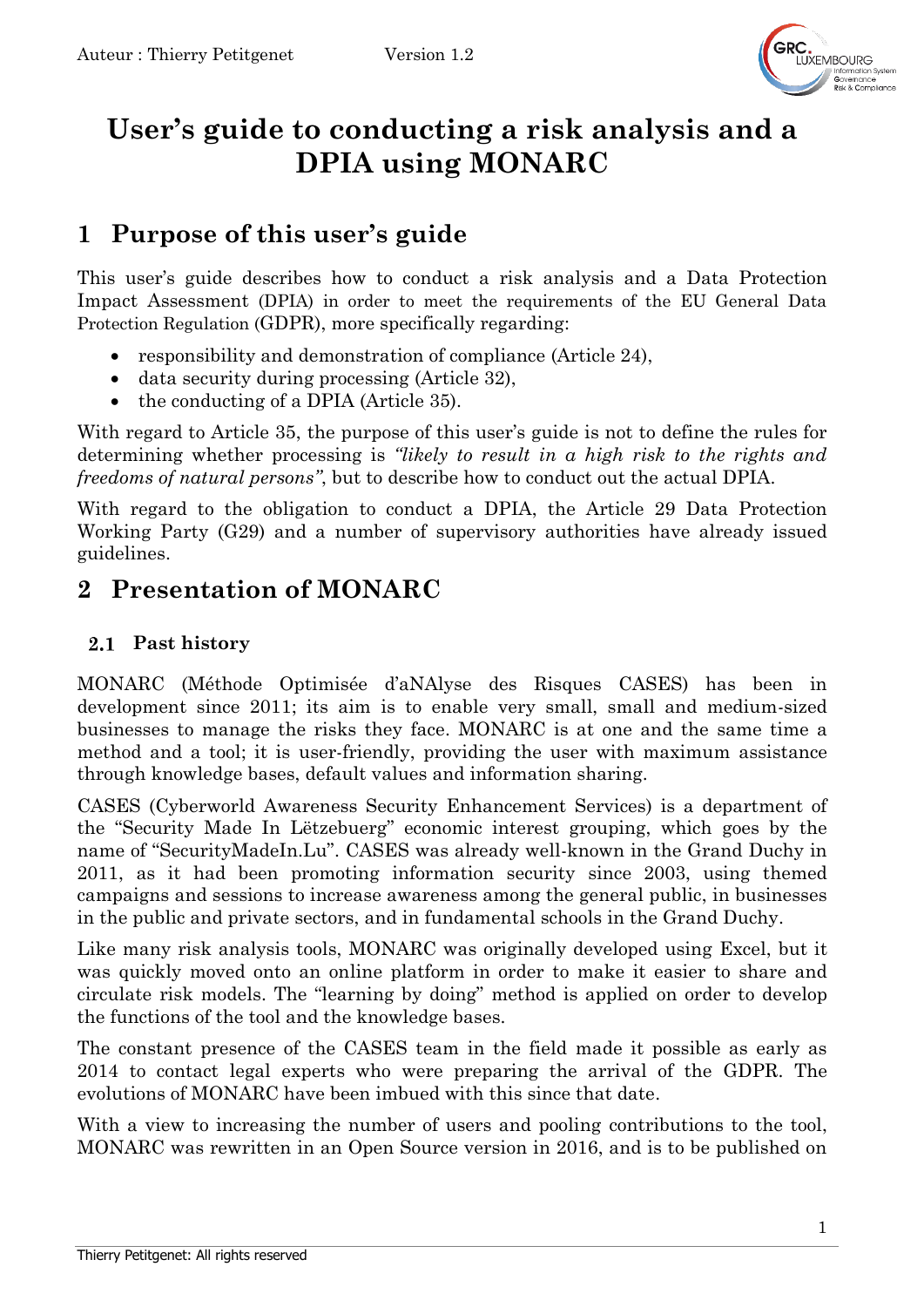# User's guide to conducting a risk analysis and a DPIA using MONARC

## 1 Purpose of this user's guide

This user's guide describes how to conduct a risk analysis and a Data Protection Impact Assessment (DPIA) in order to meet the requirements of the EU General Data Protection Regulation (GDPR), more specifically regarding:

- responsibility and demonstration of compliance (Article 24),
- data security during processing (Article 32),
- the conducting of a DPIA (Article 35).

With regard to Article 35, the purpose of this user's guide is not to define the rules for determining whether processing is *"likely to result in a high risk to the rights and freedoms of natural persons"*, but to describe how to conduct out the actual DPIA.

With regard to the obligation to conduct a DPIA, the Article 29 Data Protection Working Party (G29) and a number of supervisory authorities have already issued guidelines.

## 2 Presentation of MONARC

### 2.1 Past history

MONARC (Méthode Optimisée d'aNAlyse des Risques CASES) has been in development since 2011; its aim is to enable very small, small and medium-sized businesses to manage the risks they face. MONARC is at one and the same time a method and a tool; it is user-friendly, providing the user with maximum assistance through knowledge bases, default values and information sharing.

CASES (Cyberworld Awareness Security Enhancement Services) is a department of the "Security Made In Lëtzebuerg" economic interest grouping, which goes by the name of "SecurityMadeIn.Lu". CASES was already well-known in the Grand Duchy in 2011, as it had been promoting information security since 2003, using themed campaigns and sessions to increase awareness among the general public, in businesses in the public and private sectors, and in fundamental schools in the Grand Duchy.

Like many risk analysis tools, MONARC was originally developed using Excel, but it was quickly moved onto an online platform in order to make it easier to share and circulate risk models. The "learning by doing" method is applied on order to develop the functions of the tool and the knowledge bases.

The constant presence of the CASES team in the field made it possible as early as 2014 to contact legal experts who were preparing the arrival of the GDPR. The evolutions of MONARC have been imbued with this since that date.

With a view to increasing the number of users and pooling contributions to the tool, MONARC was rewritten in an Open Source version in 2016, and is to be published on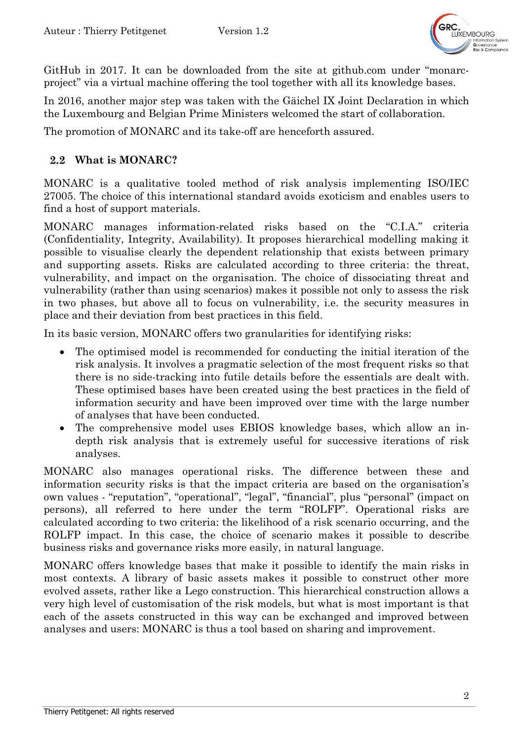GitHub in 2017. It can be downloaded from the site at github.com under "monarc-project" via a virtual machine offering the tool together with all its knowledge bases.

In 2016, another major step was taken with the Gäichel IX Joint Declaration in which the Luxembourg and Belgian Prime Ministers welcomed the start of collaboration.

The promotion of MONARC and its take-off are henceforth assured.

## 2.2 What is MONARC?

MONARC is a qualitative tooled method of risk analysis implementing ISO/IEC 27005. The choice of this international standard avoids exoticism and enables users to find a host of support materials.

MONARC manages information-related risks based on the "C.I.A." criteria (Confidentiality, Integrity, Availability). It proposes hierarchical modelling making it possible to visualise clearly the dependent relationship that exists between primary and supporting assets. Risks are calculated according to three criteria: the threat, vulnerability, and impact on the organisation. The choice of dissociating threat and vulnerability (rather than using scenarios) makes it possible not only to assess the risk in two phases, but above all to focus on vulnerability, i.e. the security measures in place and their deviation from best practices in this field.

In its basic version, MONARC offers two granularities for identifying risks:

- The optimised model is recommended for conducting the initial iteration of the risk analysis. It involves a pragmatic selection of the most frequent risks so that there is no side-tracking into futile details before the essentials are dealt with. These optimised bases have been created using the best practices in the field of information security and have been improved over time with the large number of analyses that have been conducted.
- The comprehensive model uses EBIOS knowledge bases, which allow an in-depth risk analysis that is extremely useful for successive iterations of risk analyses.

MONARC also manages operational risks. The difference between these and information security risks is that the impact criteria are based on the organisation's own values - "reputation", "operational", "legal", "financial", plus "personal" (impact on persons), all referred to here under the term "ROLFP". Operational risks are calculated according to two criteria: the likelihood of a risk scenario occurring, and the ROLFP impact. In this case, the choice of scenario makes it possible to describe business risks and governance risks more easily, in natural language.

MONARC offers knowledge bases that make it possible to identify the main risks in most contexts. A library of basic assets makes it possible to construct other more evolved assets, rather like a Lego construction. This hierarchical construction allows a very high level of customisation of the risk models, but what is most important is that each of the assets constructed in this way can be exchanged and improved between analyses and users: MONARC is thus a tool based on sharing and improvement.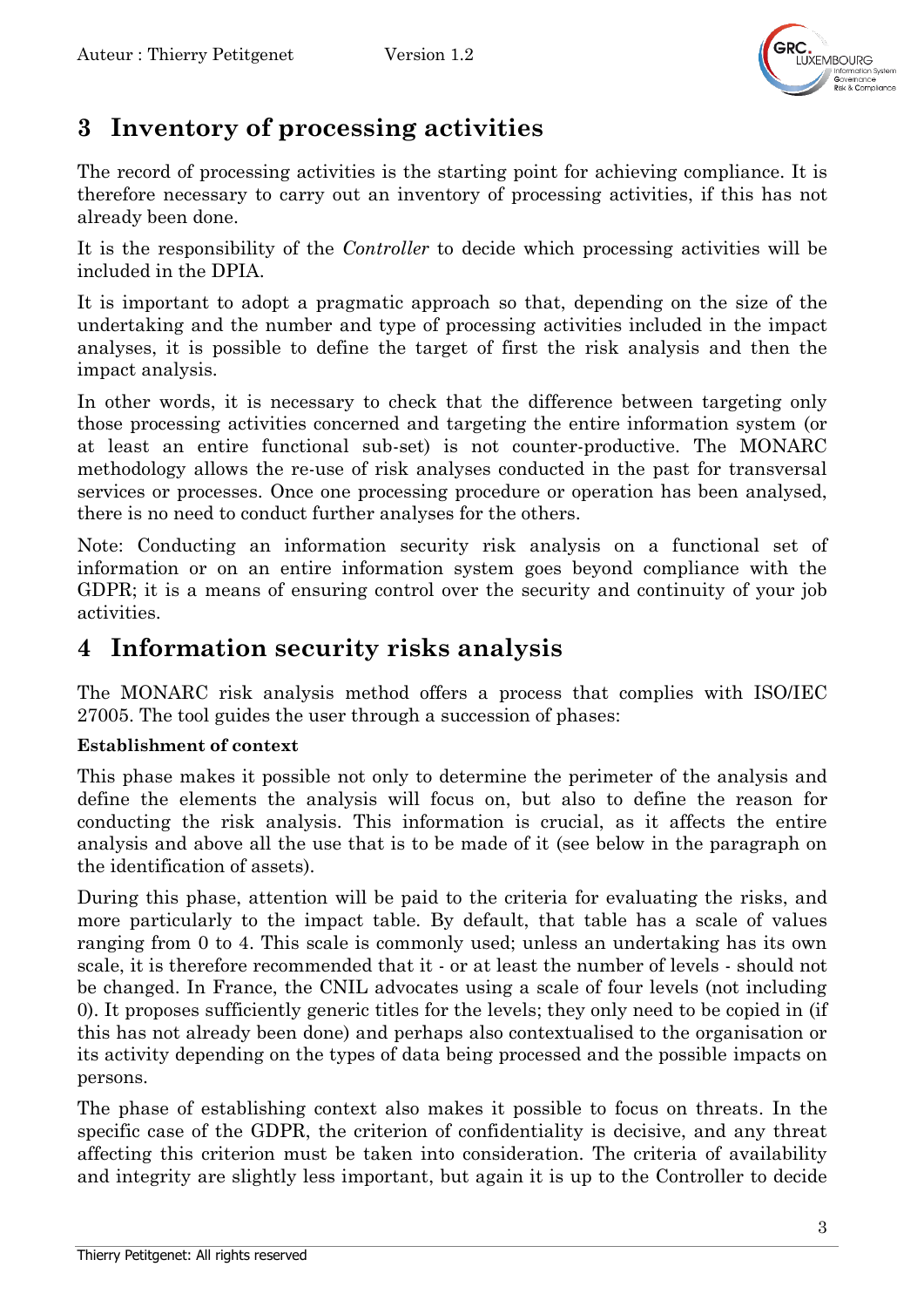# 3 Inventory of processing activities

The record of processing activities is the starting point for achieving compliance. It is therefore necessary to carry out an inventory of processing activities, if this has not already been done.

It is the responsibility of the *Controller* to decide which processing activities will be included in the DPIA.

It is important to adopt a pragmatic approach so that, depending on the size of the undertaking and the number and type of processing activities included in the impact analyses, it is possible to define the target of first the risk analysis and then the impact analysis.

In other words, it is necessary to check that the difference between targeting only those processing activities concerned and targeting the entire information system (or at least an entire functional sub-set) is not counter-productive. The MONARC methodology allows the re-use of risk analyses conducted in the past for transversal services or processes. Once one processing procedure or operation has been analysed, there is no need to conduct further analyses for the others.

Note: Conducting an information security risk analysis on a functional set of information or on an entire information system goes beyond compliance with the GDPR; it is a means of ensuring control over the security and continuity of your job activities.

# 4 Information security risks analysis

The MONARC risk analysis method offers a process that complies with ISO/IEC 27005. The tool guides the user through a succession of phases:

**Establishment of context**

This phase makes it possible not only to determine the perimeter of the analysis and define the elements the analysis will focus on, but also to define the reason for conducting the risk analysis. This information is crucial, as it affects the entire analysis and above all the use that is to be made of it (see below in the paragraph on the identification of assets).

During this phase, attention will be paid to the criteria for evaluating the risks, and more particularly to the impact table. By default, that table has a scale of values ranging from 0 to 4. This scale is commonly used; unless an undertaking has its own scale, it is therefore recommended that it - or at least the number of levels - should not be changed. In France, the CNIL advocates using a scale of four levels (not including 0). It proposes sufficiently generic titles for the levels; they only need to be copied in (if this has not already been done) and perhaps also contextualised to the organisation or its activity depending on the types of data being processed and the possible impacts on persons.

The phase of establishing context also makes it possible to focus on threats. In the specific case of the GDPR, the criterion of confidentiality is decisive, and any threat affecting this criterion must be taken into consideration. The criteria of availability and integrity are slightly less important, but again it is up to the Controller to decide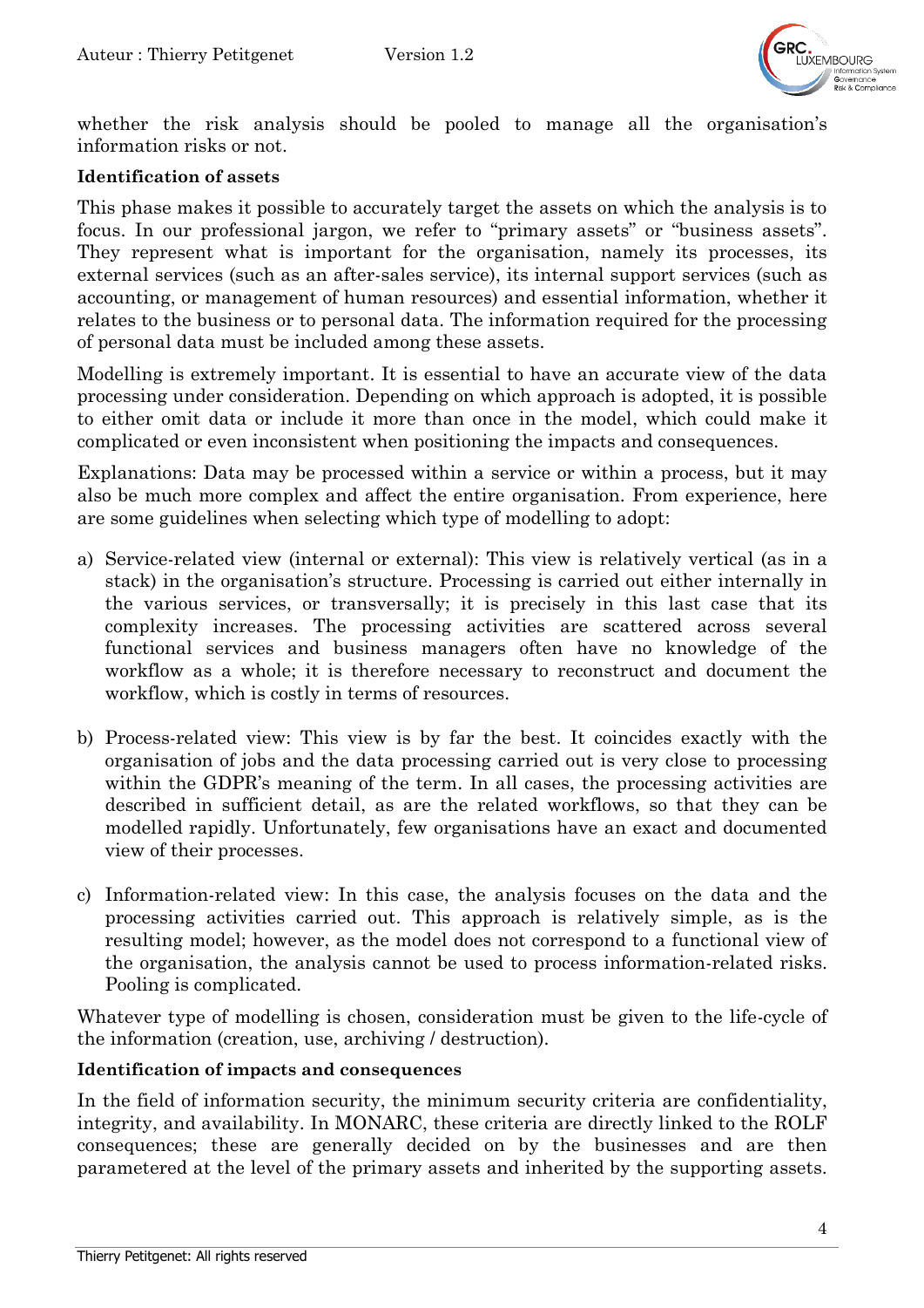whether the risk analysis should be pooled to manage all the organisation's information risks or not.

**Identification of assets**

This phase makes it possible to accurately target the assets on which the analysis is to focus. In our professional jargon, we refer to "primary assets" or "business assets". They represent what is important for the organisation, namely its processes, its external services (such as an after-sales service), its internal support services (such as accounting, or management of human resources) and essential information, whether it relates to the business or to personal data. The information required for the processing of personal data must be included among these assets.

Modelling is extremely important. It is essential to have an accurate view of the data processing under consideration. Depending on which approach is adopted, it is possible to either omit data or include it more than once in the model, which could make it complicated or even inconsistent when positioning the impacts and consequences.

Explanations: Data may be processed within a service or within a process, but it may also be much more complex and affect the entire organisation. From experience, here are some guidelines when selecting which type of modelling to adopt:

a) Service-related view (internal or external): This view is relatively vertical (as in a stack) in the organisation's structure. Processing is carried out either internally in the various services, or transversally; it is precisely in this last case that its complexity increases. The processing activities are scattered across several functional services and business managers often have no knowledge of the workflow as a whole; it is therefore necessary to reconstruct and document the workflow, which is costly in terms of resources.

b) Process-related view: This view is by far the best. It coincides exactly with the organisation of jobs and the data processing carried out is very close to processing within the GDPR's meaning of the term. In all cases, the processing activities are described in sufficient detail, as are the related workflows, so that they can be modelled rapidly. Unfortunately, few organisations have an exact and documented view of their processes.

c) Information-related view: In this case, the analysis focuses on the data and the processing activities carried out. This approach is relatively simple, as is the resulting model; however, as the model does not correspond to a functional view of the organisation, the analysis cannot be used to process information-related risks. Pooling is complicated.

Whatever type of modelling is chosen, consideration must be given to the life-cycle of the information (creation, use, archiving / destruction).

**Identification of impacts and consequences**

In the field of information security, the minimum security criteria are confidentiality, integrity, and availability. In MONARC, these criteria are directly linked to the ROLF consequences; these are generally decided on by the businesses and are then parametered at the level of the primary assets and inherited by the supporting assets.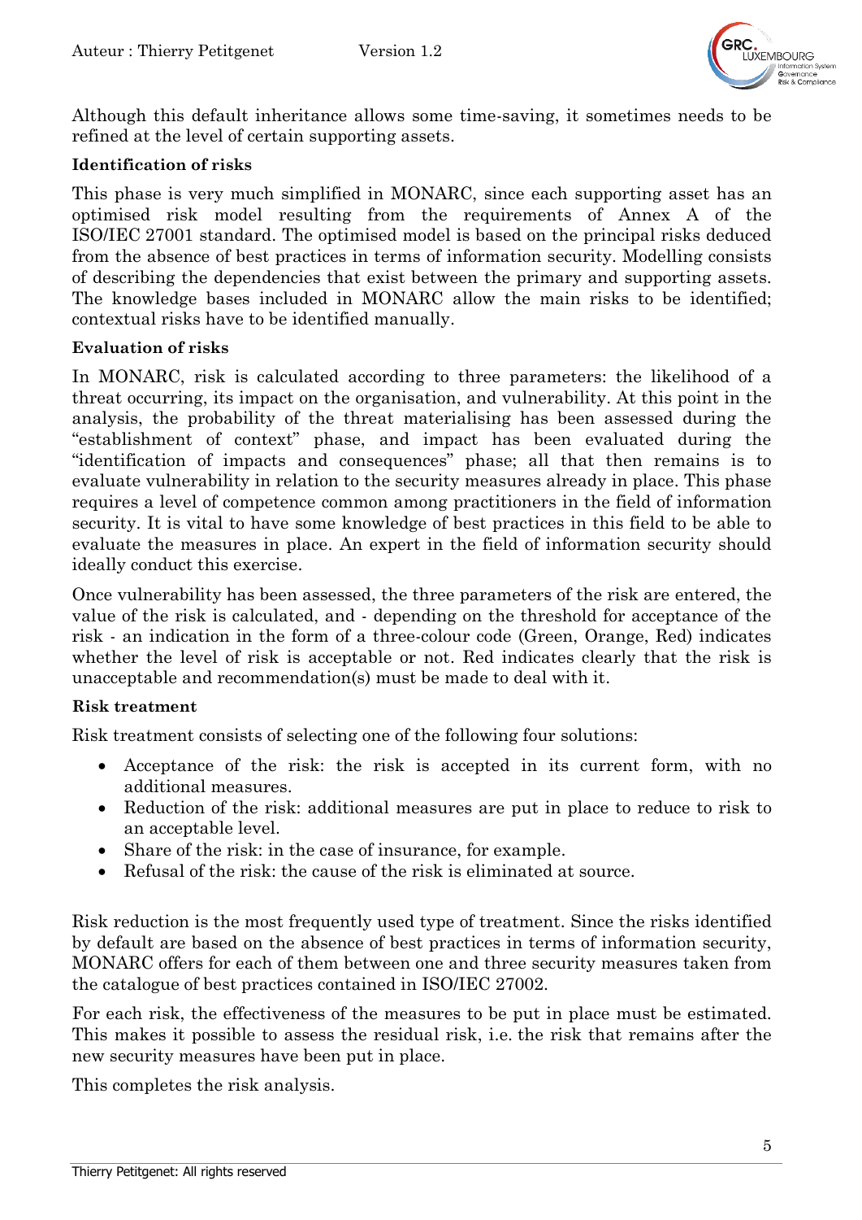Although this default inheritance allows some time-saving, it sometimes needs to be refined at the level of certain supporting assets.

**Identification of risks**

This phase is very much simplified in MONARC, since each supporting asset has an optimised risk model resulting from the requirements of Annex A of the ISO/IEC 27001 standard. The optimised model is based on the principal risks deduced from the absence of best practices in terms of information security. Modelling consists of describing the dependencies that exist between the primary and supporting assets. The knowledge bases included in MONARC allow the main risks to be identified; contextual risks have to be identified manually.

**Evaluation of risks**

In MONARC, risk is calculated according to three parameters: the likelihood of a threat occurring, its impact on the organisation, and vulnerability. At this point in the analysis, the probability of the threat materialising has been assessed during the "establishment of context" phase, and impact has been evaluated during the "identification of impacts and consequences" phase; all that then remains is to evaluate vulnerability in relation to the security measures already in place. This phase requires a level of competence common among practitioners in the field of information security. It is vital to have some knowledge of best practices in this field to be able to evaluate the measures in place. An expert in the field of information security should ideally conduct this exercise.

Once vulnerability has been assessed, the three parameters of the risk are entered, the value of the risk is calculated, and - depending on the threshold for acceptance of the risk - an indication in the form of a three-colour code (Green, Orange, Red) indicates whether the level of risk is acceptable or not. Red indicates clearly that the risk is unacceptable and recommendation(s) must be made to deal with it.

**Risk treatment**

Risk treatment consists of selecting one of the following four solutions:

- Acceptance of the risk: the risk is accepted in its current form, with no additional measures.
- Reduction of the risk: additional measures are put in place to reduce to risk to an acceptable level.
- Share of the risk: in the case of insurance, for example.
- Refusal of the risk: the cause of the risk is eliminated at source.

Risk reduction is the most frequently used type of treatment. Since the risks identified by default are based on the absence of best practices in terms of information security, MONARC offers for each of them between one and three security measures taken from the catalogue of best practices contained in ISO/IEC 27002.

For each risk, the effectiveness of the measures to be put in place must be estimated. This makes it possible to assess the residual risk, i.e. the risk that remains after the new security measures have been put in place.

This completes the risk analysis.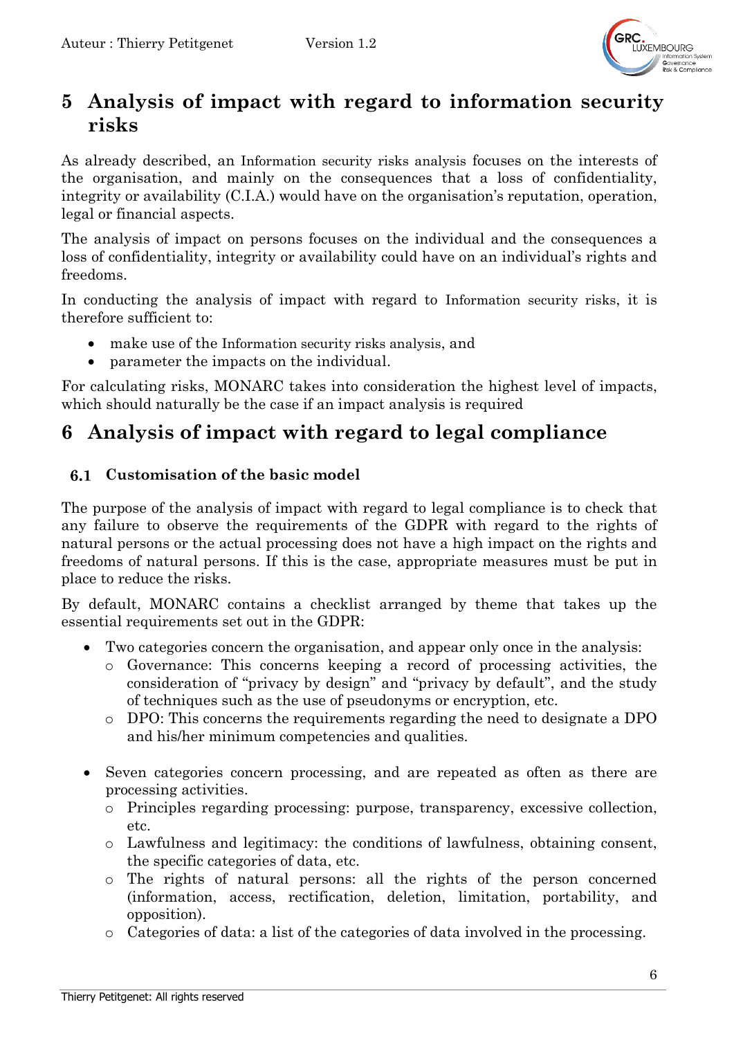# 5 Analysis of impact with regard to information security risks

As already described, an Information security risks analysis focuses on the interests of the organisation, and mainly on the consequences that a loss of confidentiality, integrity or availability (C.I.A.) would have on the organisation's reputation, operation, legal or financial aspects.

The analysis of impact on persons focuses on the individual and the consequences a loss of confidentiality, integrity or availability could have on an individual's rights and freedoms.

In conducting the analysis of impact with regard to Information security risks, it is therefore sufficient to:

- make use of the Information security risks analysis, and
- parameter the impacts on the individual.

For calculating risks, MONARC takes into consideration the highest level of impacts, which should naturally be the case if an impact analysis is required

# 6 Analysis of impact with regard to legal compliance

## 6.1 Customisation of the basic model

The purpose of the analysis of impact with regard to legal compliance is to check that any failure to observe the requirements of the GDPR with regard to the rights of natural persons or the actual processing does not have a high impact on the rights and freedoms of natural persons. If this is the case, appropriate measures must be put in place to reduce the risks.

By default, MONARC contains a checklist arranged by theme that takes up the essential requirements set out in the GDPR:

- Two categories concern the organisation, and appear only once in the analysis:
  - Governance: This concerns keeping a record of processing activities, the consideration of "privacy by design" and "privacy by default", and the study of techniques such as the use of pseudonyms or encryption, etc.
  - DPO: This concerns the requirements regarding the need to designate a DPO and his/her minimum competencies and qualities.

- Seven categories concern processing, and are repeated as often as there are processing activities.
  - Principles regarding processing: purpose, transparency, excessive collection, etc.
  - Lawfulness and legitimacy: the conditions of lawfulness, obtaining consent, the specific categories of data, etc.
  - The rights of natural persons: all the rights of the person concerned (information, access, rectification, deletion, limitation, portability, and opposition).
  - Categories of data: a list of the categories of data involved in the processing.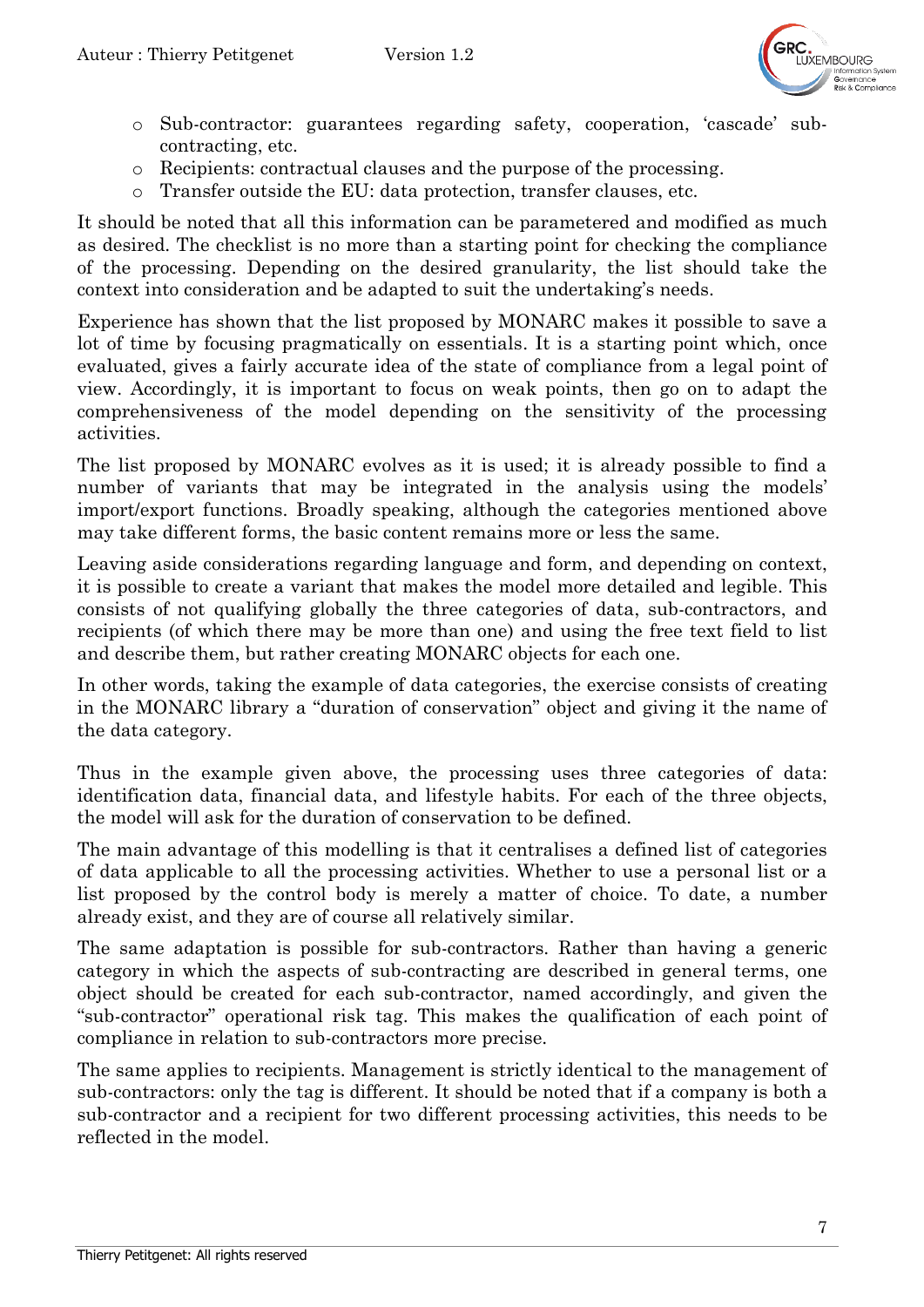- Sub-contractor: guarantees regarding safety, cooperation, 'cascade' sub-contracting, etc.
- Recipients: contractual clauses and the purpose of the processing.
- Transfer outside the EU: data protection, transfer clauses, etc.

It should be noted that all this information can be parametered and modified as much as desired. The checklist is no more than a starting point for checking the compliance of the processing. Depending on the desired granularity, the list should take the context into consideration and be adapted to suit the undertaking's needs.

Experience has shown that the list proposed by MONARC makes it possible to save a lot of time by focusing pragmatically on essentials. It is a starting point which, once evaluated, gives a fairly accurate idea of the state of compliance from a legal point of view. Accordingly, it is important to focus on weak points, then go on to adapt the comprehensiveness of the model depending on the sensitivity of the processing activities.

The list proposed by MONARC evolves as it is used; it is already possible to find a number of variants that may be integrated in the analysis using the models' import/export functions. Broadly speaking, although the categories mentioned above may take different forms, the basic content remains more or less the same.

Leaving aside considerations regarding language and form, and depending on context, it is possible to create a variant that makes the model more detailed and legible. This consists of not qualifying globally the three categories of data, sub-contractors, and recipients (of which there may be more than one) and using the free text field to list and describe them, but rather creating MONARC objects for each one.

In other words, taking the example of data categories, the exercise consists of creating in the MONARC library a "duration of conservation" object and giving it the name of the data category.

Thus in the example given above, the processing uses three categories of data: identification data, financial data, and lifestyle habits. For each of the three objects, the model will ask for the duration of conservation to be defined.

The main advantage of this modelling is that it centralises a defined list of categories of data applicable to all the processing activities. Whether to use a personal list or a list proposed by the control body is merely a matter of choice. To date, a number already exist, and they are of course all relatively similar.

The same adaptation is possible for sub-contractors. Rather than having a generic category in which the aspects of sub-contracting are described in general terms, one object should be created for each sub-contractor, named accordingly, and given the "sub-contractor" operational risk tag. This makes the qualification of each point of compliance in relation to sub-contractors more precise.

The same applies to recipients. Management is strictly identical to the management of sub-contractors: only the tag is different. It should be noted that if a company is both a sub-contractor and a recipient for two different processing activities, this needs to be reflected in the model.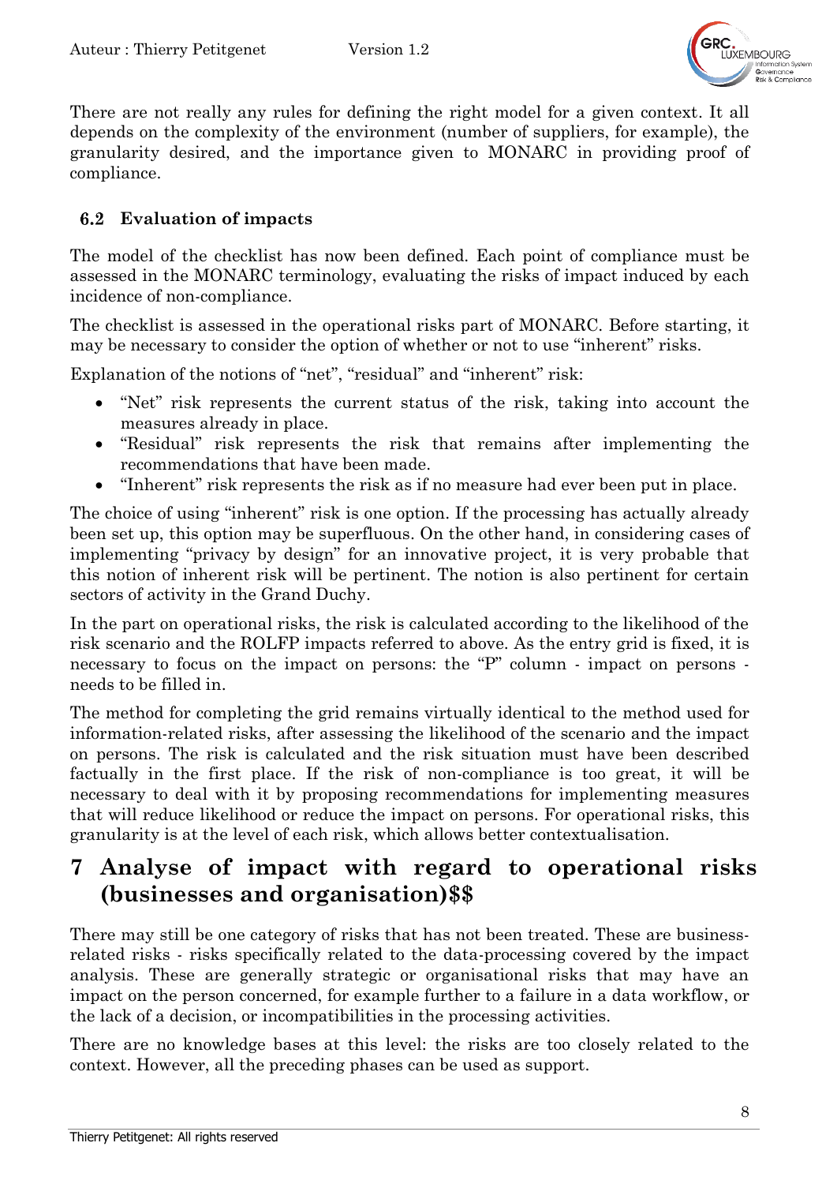There are not really any rules for defining the right model for a given context. It all depends on the complexity of the environment (number of suppliers, for example), the granularity desired, and the importance given to MONARC in providing proof of compliance.

## 6.2 Evaluation of impacts

The model of the checklist has now been defined. Each point of compliance must be assessed in the MONARC terminology, evaluating the risks of impact induced by each incidence of non-compliance.

The checklist is assessed in the operational risks part of MONARC. Before starting, it may be necessary to consider the option of whether or not to use "inherent" risks.

Explanation of the notions of "net", "residual" and "inherent" risk:

- "Net" risk represents the current status of the risk, taking into account the measures already in place.
- "Residual" risk represents the risk that remains after implementing the recommendations that have been made.
- "Inherent" risk represents the risk as if no measure had ever been put in place.

The choice of using "inherent" risk is one option. If the processing has actually already been set up, this option may be superfluous. On the other hand, in considering cases of implementing "privacy by design" for an innovative project, it is very probable that this notion of inherent risk will be pertinent. The notion is also pertinent for certain sectors of activity in the Grand Duchy.

In the part on operational risks, the risk is calculated according to the likelihood of the risk scenario and the ROLFP impacts referred to above. As the entry grid is fixed, it is necessary to focus on the impact on persons: the "P" column - impact on persons - needs to be filled in.

The method for completing the grid remains virtually identical to the method used for information-related risks, after assessing the likelihood of the scenario and the impact on persons. The risk is calculated and the risk situation must have been described factually in the first place. If the risk of non-compliance is too great, it will be necessary to deal with it by proposing recommendations for implementing measures that will reduce likelihood or reduce the impact on persons. For operational risks, this granularity is at the level of each risk, which allows better contextualisation.

# 7 Analyse of impact with regard to operational risks (businesses and organisation)$$

There may still be one category of risks that has not been treated. These are business-related risks - risks specifically related to the data-processing covered by the impact analysis. These are generally strategic or organisational risks that may have an impact on the person concerned, for example further to a failure in a data workflow, or the lack of a decision, or incompatibilities in the processing activities.

There are no knowledge bases at this level: the risks are too closely related to the context. However, all the preceding phases can be used as support.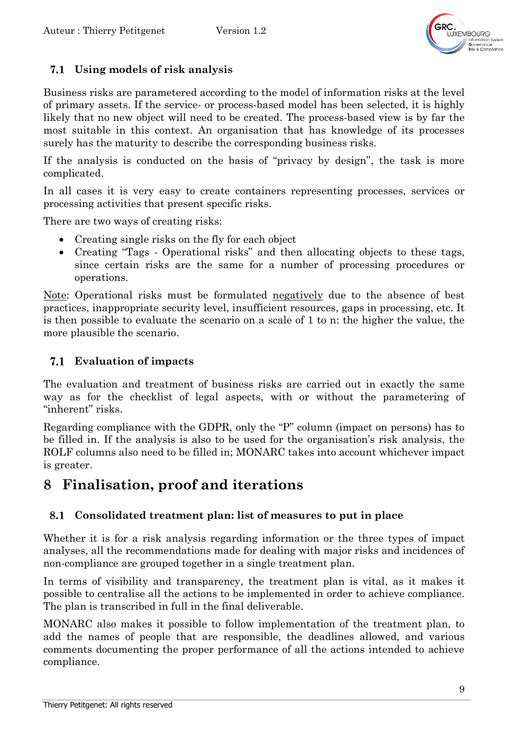### 7.1 Using models of risk analysis

Business risks are parametered according to the model of information risks at the level of primary assets. If the service- or process-based model has been selected, it is highly likely that no new object will need to be created. The process-based view is by far the most suitable in this context. An organisation that has knowledge of its processes surely has the maturity to describe the corresponding business risks.

If the analysis is conducted on the basis of "privacy by design", the task is more complicated.

In all cases it is very easy to create containers representing processes, services or processing activities that present specific risks.

There are two ways of creating risks:

- Creating single risks on the fly for each object
- Creating "Tags - Operational risks" and then allocating objects to these tags, since certain risks are the same for a number of processing procedures or operations.

<u>Note</u>: Operational risks must be formulated <u>negatively</u> due to the absence of best practices, inappropriate security level, insufficient resources, gaps in processing, etc. It is then possible to evaluate the scenario on a scale of 1 to n: the higher the value, the more plausible the scenario.

### 7.1 Evaluation of impacts

The evaluation and treatment of business risks are carried out in exactly the same way as for the checklist of legal aspects, with or without the parametering of "inherent" risks.

Regarding compliance with the GDPR, only the "P" column (impact on persons) has to be filled in. If the analysis is also to be used for the organisation's risk analysis, the ROLF columns also need to be filled in; MONARC takes into account whichever impact is greater.

# 8 Finalisation, proof and iterations

### 8.1 Consolidated treatment plan: list of measures to put in place

Whether it is for a risk analysis regarding information or the three types of impact analyses, all the recommendations made for dealing with major risks and incidences of non-compliance are grouped together in a single treatment plan.

In terms of visibility and transparency, the treatment plan is vital, as it makes it possible to centralise all the actions to be implemented in order to achieve compliance. The plan is transcribed in full in the final deliverable.

MONARC also makes it possible to follow implementation of the treatment plan, to add the names of people that are responsible, the deadlines allowed, and various comments documenting the proper performance of all the actions intended to achieve compliance.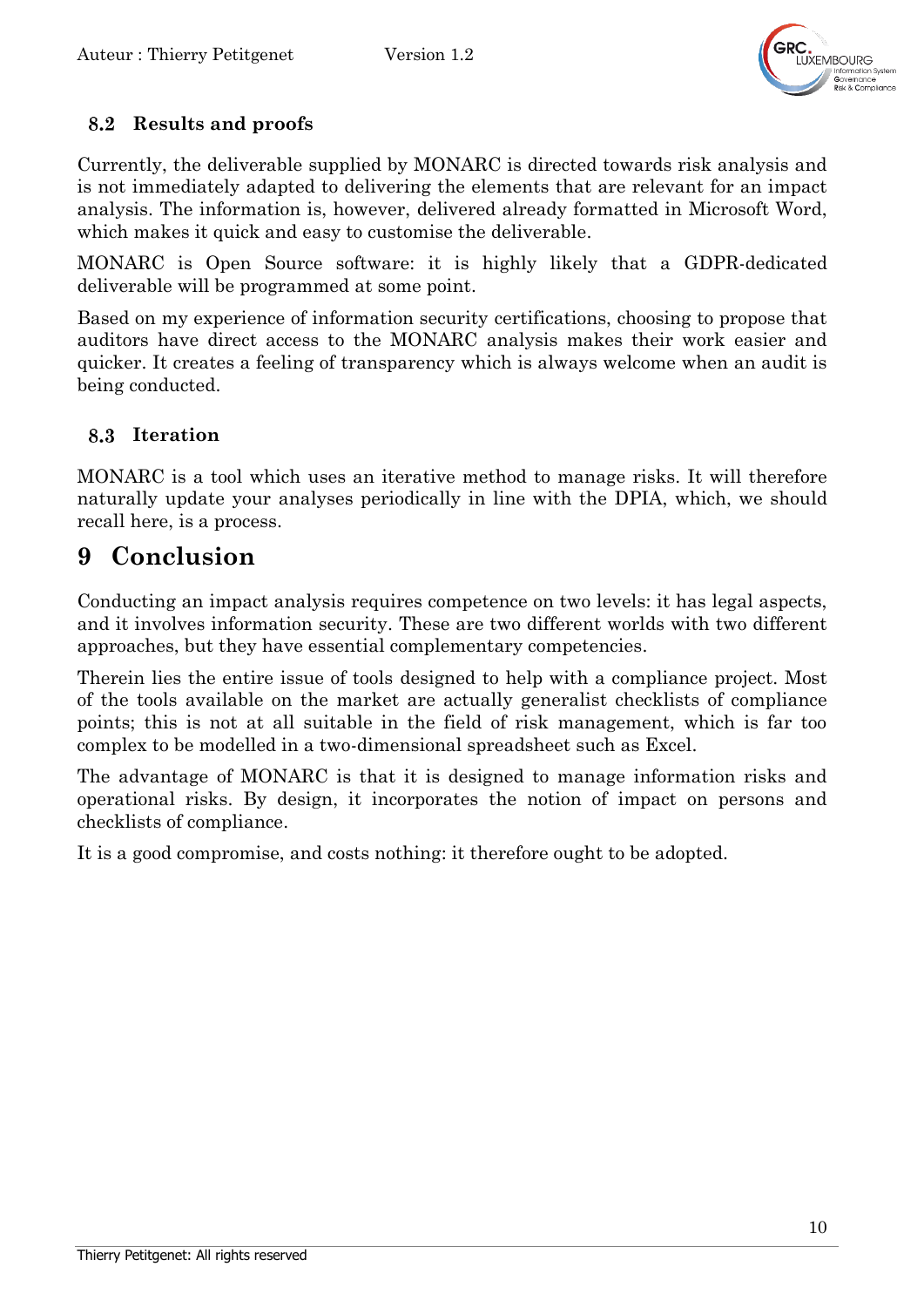### 8.2 Results and proofs

Currently, the deliverable supplied by MONARC is directed towards risk analysis and is not immediately adapted to delivering the elements that are relevant for an impact analysis. The information is, however, delivered already formatted in Microsoft Word, which makes it quick and easy to customise the deliverable.

MONARC is Open Source software: it is highly likely that a GDPR-dedicated deliverable will be programmed at some point.

Based on my experience of information security certifications, choosing to propose that auditors have direct access to the MONARC analysis makes their work easier and quicker. It creates a feeling of transparency which is always welcome when an audit is being conducted.

### 8.3 Iteration

MONARC is a tool which uses an iterative method to manage risks. It will therefore naturally update your analyses periodically in line with the DPIA, which, we should recall here, is a process.

# 9 Conclusion

Conducting an impact analysis requires competence on two levels: it has legal aspects, and it involves information security. These are two different worlds with two different approaches, but they have essential complementary competencies.

Therein lies the entire issue of tools designed to help with a compliance project. Most of the tools available on the market are actually generalist checklists of compliance points; this is not at all suitable in the field of risk management, which is far too complex to be modelled in a two-dimensional spreadsheet such as Excel.

The advantage of MONARC is that it is designed to manage information risks and operational risks. By design, it incorporates the notion of impact on persons and checklists of compliance.

It is a good compromise, and costs nothing: it therefore ought to be adopted.